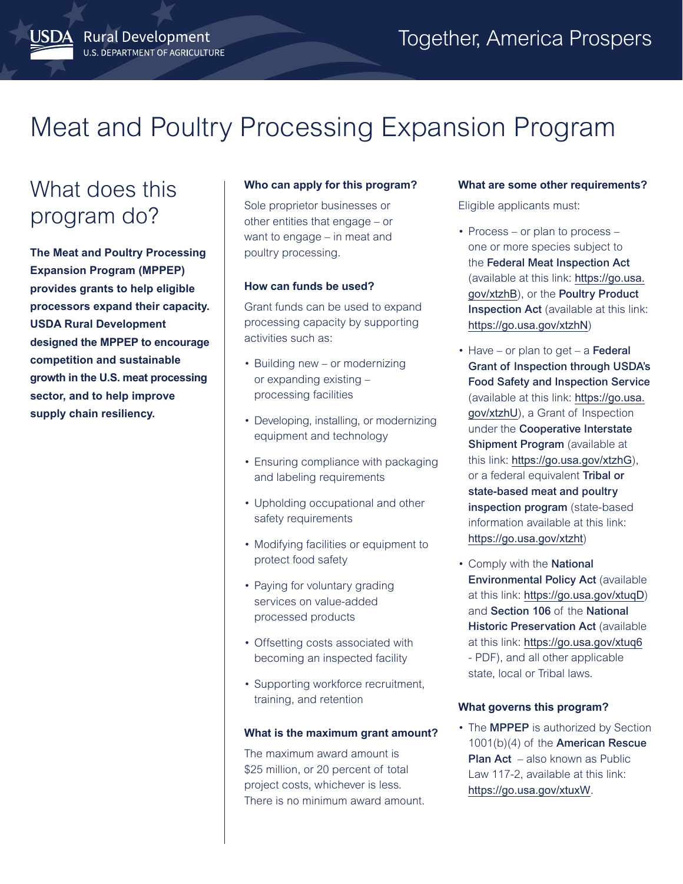USDA Rural Development
U.S. DEPARTMENT OF AGRICULTURE

Together, America Prospers

# Meat and Poultry Processing Expansion Program

## What does this program do?

**The Meat and Poultry Processing Expansion Program (MPPEP) provides grants to help eligible processors expand their capacity. USDA Rural Development designed the MPPEP to encourage competition and sustainable growth in the U.S. meat processing sector, and to help improve supply chain resiliency.**

### Who can apply for this program?

Sole proprietor businesses or other entities that engage – or want to engage – in meat and poultry processing.

### How can funds be used?

Grant funds can be used to expand processing capacity by supporting activities such as:

- Building new – or modernizing or expanding existing – processing facilities
- Developing, installing, or modernizing equipment and technology
- Ensuring compliance with packaging and labeling requirements
- Upholding occupational and other safety requirements
- Modifying facilities or equipment to protect food safety
- Paying for voluntary grading services on value-added processed products
- Offsetting costs associated with becoming an inspected facility
- Supporting workforce recruitment, training, and retention

### What is the maximum grant amount?

The maximum award amount is $25 million, or 20 percent of total project costs, whichever is less. There is no minimum award amount.

### What are some other requirements?

Eligible applicants must:

- Process – or plan to process – one or more species subject to the **Federal Meat Inspection Act** (available at this link: https://go.usa.gov/xtzhB), or the **Poultry Product Inspection Act** (available at this link: https://go.usa.gov/xtzhN)
- Have – or plan to get – a **Federal Grant of Inspection through USDA's Food Safety and Inspection Service** (available at this link: https://go.usa.gov/xtzhU), a Grant of Inspection under the **Cooperative Interstate Shipment Program** (available at this link: https://go.usa.gov/xtzhG), or a federal equivalent **Tribal or state-based meat and poultry inspection program** (state-based information available at this link: https://go.usa.gov/xtzht)
- Comply with the **National Environmental Policy Act** (available at this link: https://go.usa.gov/xtuqD) and **Section 106** of the **National Historic Preservation Act** (available at this link: https://go.usa.gov/xtuq6 - PDF), and all other applicable state, local or Tribal laws.

### What governs this program?

- The **MPPEP** is authorized by Section 1001(b)(4) of the **American Rescue Plan Act** – also known as Public Law 117-2, available at this link: https://go.usa.gov/xtuxW.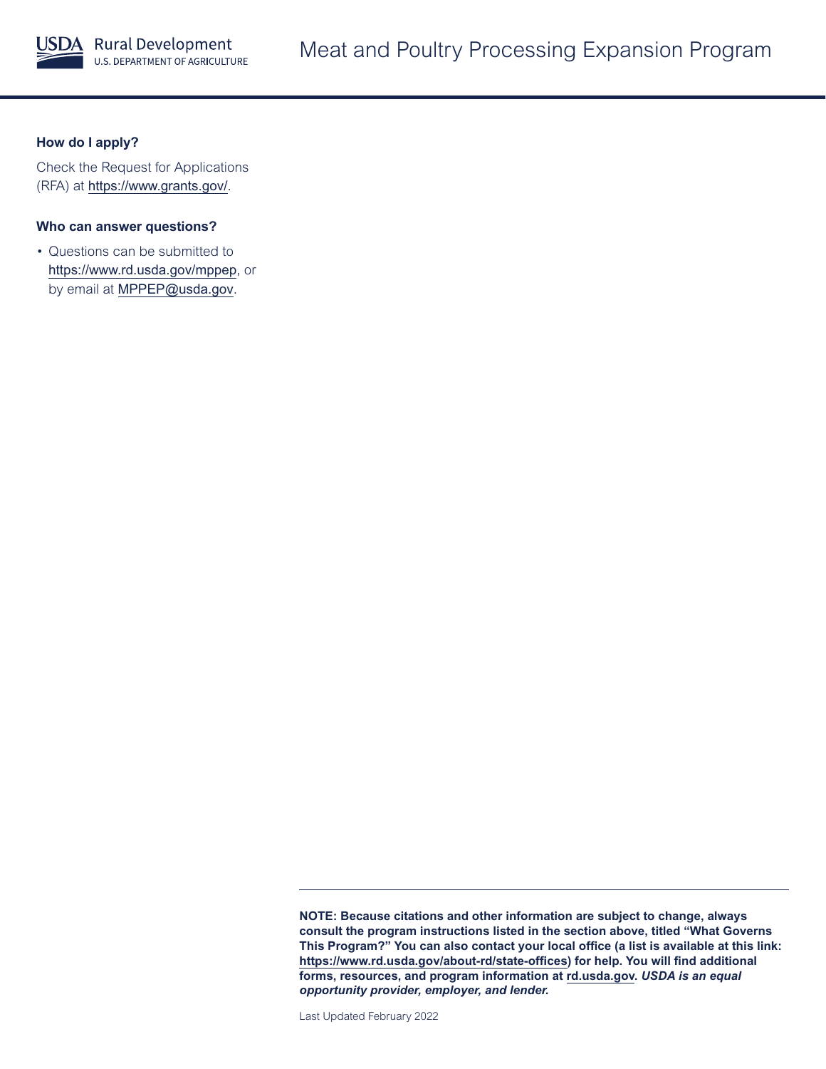### How do I apply?

Check the Request for Applications (RFA) at https://www.grants.gov/.

### Who can answer questions?

- Questions can be submitted to https://www.rd.usda.gov/mppep, or by email at MPPEP@usda.gov.

**NOTE: Because citations and other information are subject to change, always consult the program instructions listed in the section above, titled "What Governs This Program?" You can also contact your local office (a list is available at this link: https://www.rd.usda.gov/about-rd/state-offices) for help. You will find additional forms, resources, and program information at rd.usda.gov.** ***USDA is an equal opportunity provider, employer, and lender.***

Last Updated February 2022